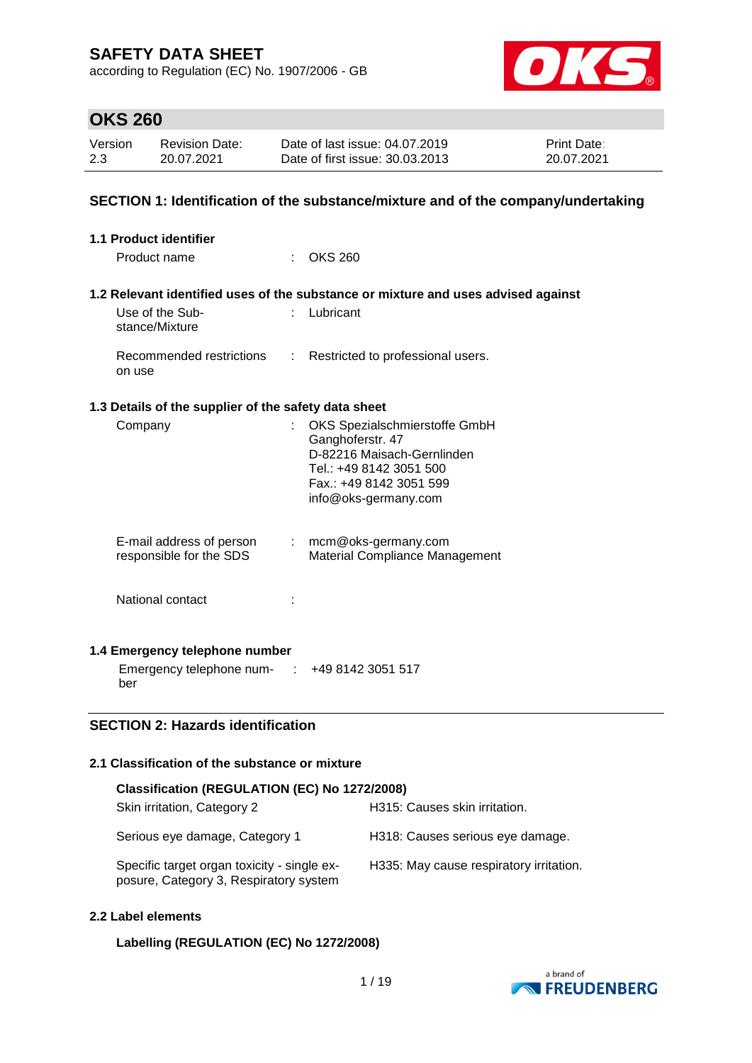# SAFETY DATA SHEET

according to Regulation (EC) No. 1907/2006 - GB

## OKS 260

| Version | Revision Date: | Date of last issue: 04.07.2019 | Print Date: |
| --- | --- | --- | --- |
| 2.3 | 20.07.2021 | Date of first issue: 30.03.2013 | 20.07.2021 |

## SECTION 1: Identification of the substance/mixture and of the company/undertaking

### 1.1 Product identifier

Product name : OKS 260

### 1.2 Relevant identified uses of the substance or mixture and uses advised against

Use of the Substance/Mixture : Lubricant

Recommended restrictions on use : Restricted to professional users.

### 1.3 Details of the supplier of the safety data sheet

Company : OKS Spezialschmierstoffe GmbH
Ganghoferstr. 47
D-82216 Maisach-Gernlinden
Tel.: +49 8142 3051 500
Fax.: +49 8142 3051 599
info@oks-germany.com

E-mail address of person responsible for the SDS : mcm@oks-germany.com
Material Compliance Management

National contact :

### 1.4 Emergency telephone number

Emergency telephone number : +49 8142 3051 517

## SECTION 2: Hazards identification

### 2.1 Classification of the substance or mixture

**Classification (REGULATION (EC) No 1272/2008)**

| | |
| --- | --- |
| Skin irritation, Category 2 | H315: Causes skin irritation. |
| Serious eye damage, Category 1 | H318: Causes serious eye damage. |
| Specific target organ toxicity - single exposure, Category 3, Respiratory system | H335: May cause respiratory irritation. |

### 2.2 Label elements

**Labelling (REGULATION (EC) No 1272/2008)**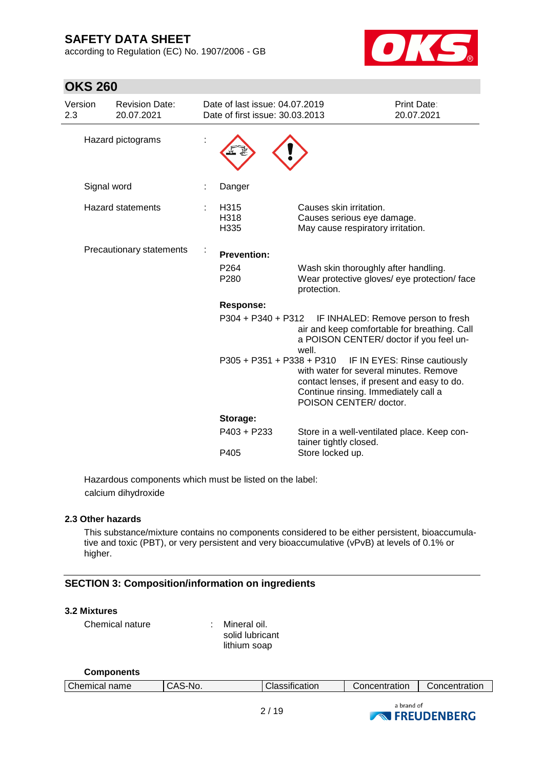| Version 2.3 | Revision Date: 20.07.2021 | Date of last issue: 04.07.2019<br>Date of first issue: 30.03.2013 | Print Date: 20.07.2021 |
|---|---|---|---|

Hazard pictograms :

Signal word : Danger

Hazard statements :

| | |
|---|---|
| H315 | Causes skin irritation. |
| H318 | Causes serious eye damage. |
| H335 | May cause respiratory irritation. |

Precautionary statements :

**Prevention:**

| | |
|---|---|
| P264 | Wash skin thoroughly after handling. |
| P280 | Wear protective gloves/ eye protection/ face protection. |

**Response:**

| | |
|---|---|
| P304 + P340 + P312 | IF INHALED: Remove person to fresh air and keep comfortable for breathing. Call a POISON CENTER/ doctor if you feel unwell. |
| P305 + P351 + P338 + P310 | IF IN EYES: Rinse cautiously with water for several minutes. Remove contact lenses, if present and easy to do. Continue rinsing. Immediately call a POISON CENTER/ doctor. |

**Storage:**

| | |
|---|---|
| P403 + P233 | Store in a well-ventilated place. Keep container tightly closed. |
| P405 | Store locked up. |

Hazardous components which must be listed on the label:
calcium dihydroxide

### 2.3 Other hazards

This substance/mixture contains no components considered to be either persistent, bioaccumulative and toxic (PBT), or very persistent and very bioaccumulative (vPvB) at levels of 0.1% or higher.

## SECTION 3: Composition/information on ingredients

### 3.2 Mixtures

Chemical nature : Mineral oil.
solid lubricant
lithium soap

**Components**

| Chemical name | CAS-No. | Classification | Concentration | Concentration |
|---|---|---|---|---|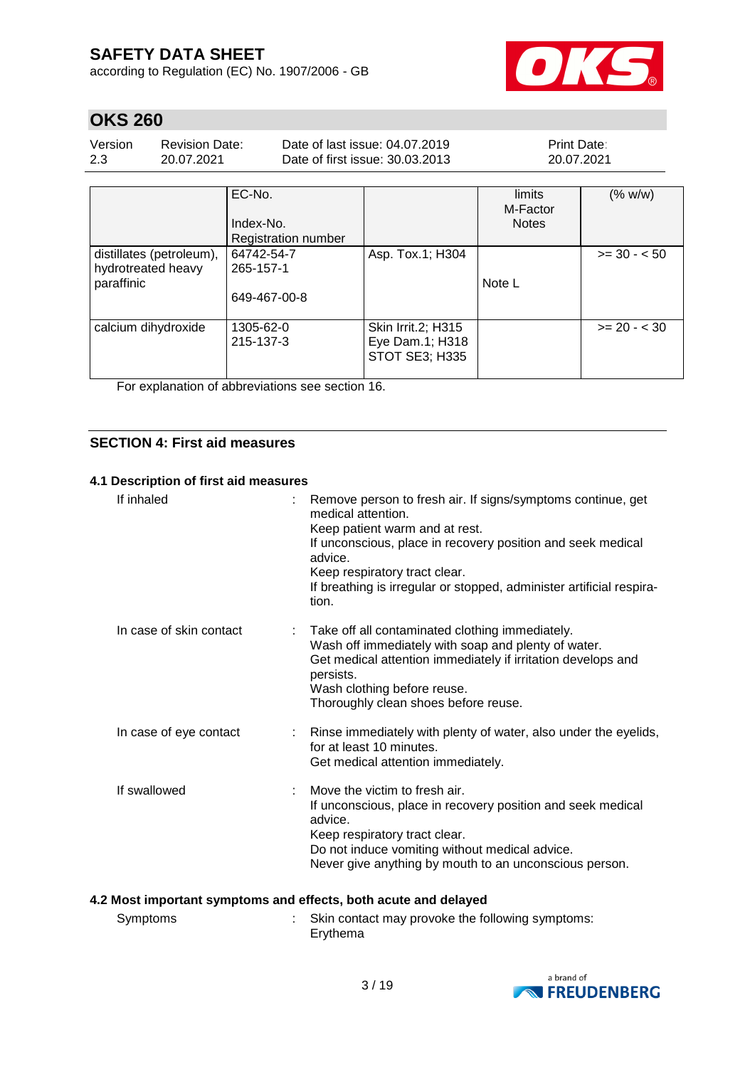| | EC-No.<br>Index-No.<br>Registration number | | limits<br>M-Factor<br>Notes | (% w/w) |
|---|---|---|---|---|
| distillates (petroleum), hydrotreated heavy paraffinic | 64742-54-7<br>265-157-1<br>649-467-00-8 | Asp. Tox.1; H304 | Note L | >= 30 - < 50 |
| calcium dihydroxide | 1305-62-0<br>215-137-3 | Skin Irrit.2; H315<br>Eye Dam.1; H318<br>STOT SE3; H335 | | >= 20 - < 30 |

For explanation of abbreviations see section 16.

## SECTION 4: First aid measures

### 4.1 Description of first aid measures

If inhaled : Remove person to fresh air. If signs/symptoms continue, get medical attention.
Keep patient warm and at rest.
If unconscious, place in recovery position and seek medical advice.
Keep respiratory tract clear.
If breathing is irregular or stopped, administer artificial respiration.

In case of skin contact : Take off all contaminated clothing immediately.
Wash off immediately with soap and plenty of water.
Get medical attention immediately if irritation develops and persists.
Wash clothing before reuse.
Thoroughly clean shoes before reuse.

In case of eye contact : Rinse immediately with plenty of water, also under the eyelids, for at least 10 minutes.
Get medical attention immediately.

If swallowed : Move the victim to fresh air.
If unconscious, place in recovery position and seek medical advice.
Keep respiratory tract clear.
Do not induce vomiting without medical advice.
Never give anything by mouth to an unconscious person.

### 4.2 Most important symptoms and effects, both acute and delayed

Symptoms : Skin contact may provoke the following symptoms:
Erythema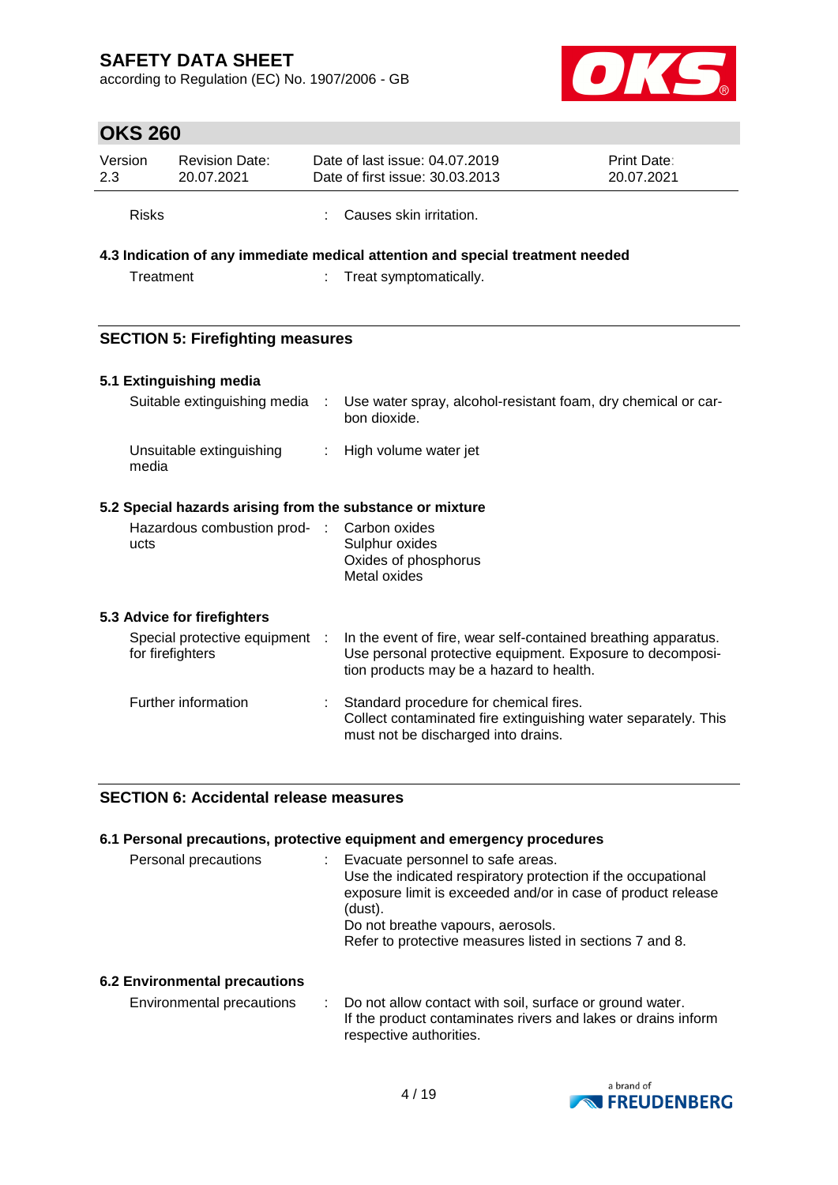Risks : Causes skin irritation.

### 4.3 Indication of any immediate medical attention and special treatment needed

Treatment : Treat symptomatically.

## SECTION 5: Firefighting measures

### 5.1 Extinguishing media

Suitable extinguishing media : Use water spray, alcohol-resistant foam, dry chemical or carbon dioxide.

Unsuitable extinguishing media : High volume water jet

### 5.2 Special hazards arising from the substance or mixture

Hazardous combustion products : Carbon oxides
Sulphur oxides
Oxides of phosphorus
Metal oxides

### 5.3 Advice for firefighters

Special protective equipment for firefighters : In the event of fire, wear self-contained breathing apparatus.
Use personal protective equipment. Exposure to decomposition products may be a hazard to health.

Further information : Standard procedure for chemical fires.
Collect contaminated fire extinguishing water separately. This must not be discharged into drains.

## SECTION 6: Accidental release measures

### 6.1 Personal precautions, protective equipment and emergency procedures

Personal precautions : Evacuate personnel to safe areas.
Use the indicated respiratory protection if the occupational exposure limit is exceeded and/or in case of product release (dust).
Do not breathe vapours, aerosols.
Refer to protective measures listed in sections 7 and 8.

### 6.2 Environmental precautions

Environmental precautions : Do not allow contact with soil, surface or ground water.
If the product contaminates rivers and lakes or drains inform respective authorities.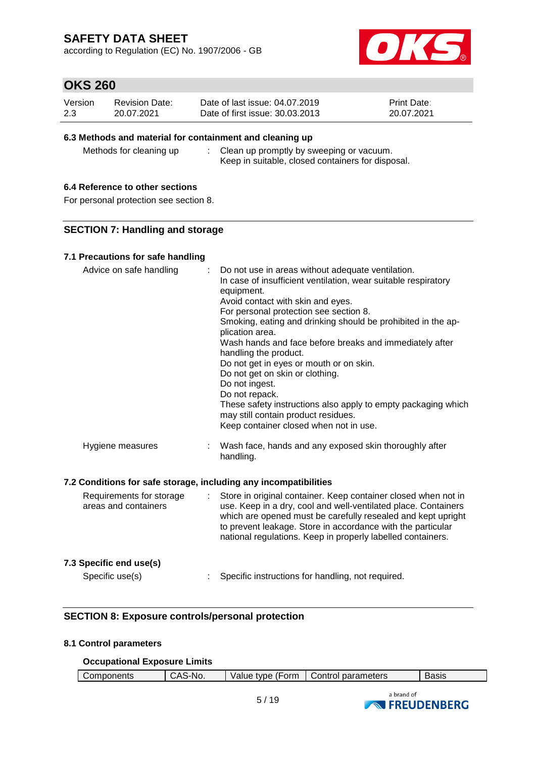#### 6.3 Methods and material for containment and cleaning up

| | |
|---|---|
| Methods for cleaning up | : Clean up promptly by sweeping or vacuum.<br>Keep in suitable, closed containers for disposal. |

#### 6.4 Reference to other sections

For personal protection see section 8.

## SECTION 7: Handling and storage

#### 7.1 Precautions for safe handling

| | |
|---|---|
| Advice on safe handling | : Do not use in areas without adequate ventilation.<br>In case of insufficient ventilation, wear suitable respiratory equipment.<br>Avoid contact with skin and eyes.<br>For personal protection see section 8.<br>Smoking, eating and drinking should be prohibited in the application area.<br>Wash hands and face before breaks and immediately after handling the product.<br>Do not get in eyes or mouth or on skin.<br>Do not get on skin or clothing.<br>Do not ingest.<br>Do not repack.<br>These safety instructions also apply to empty packaging which may still contain product residues.<br>Keep container closed when not in use. |
| Hygiene measures | : Wash face, hands and any exposed skin thoroughly after handling. |

#### 7.2 Conditions for safe storage, including any incompatibilities

| | |
|---|---|
| Requirements for storage areas and containers | : Store in original container. Keep container closed when not in use. Keep in a dry, cool and well-ventilated place. Containers which are opened must be carefully resealed and kept upright to prevent leakage. Store in accordance with the particular national regulations. Keep in properly labelled containers. |

#### 7.3 Specific end use(s)

| | |
|---|---|
| Specific use(s) | : Specific instructions for handling, not required. |

## SECTION 8: Exposure controls/personal protection

#### 8.1 Control parameters

**Occupational Exposure Limits**

| Components | CAS-No. | Value type (Form | Control parameters | Basis |
|---|---|---|---|---|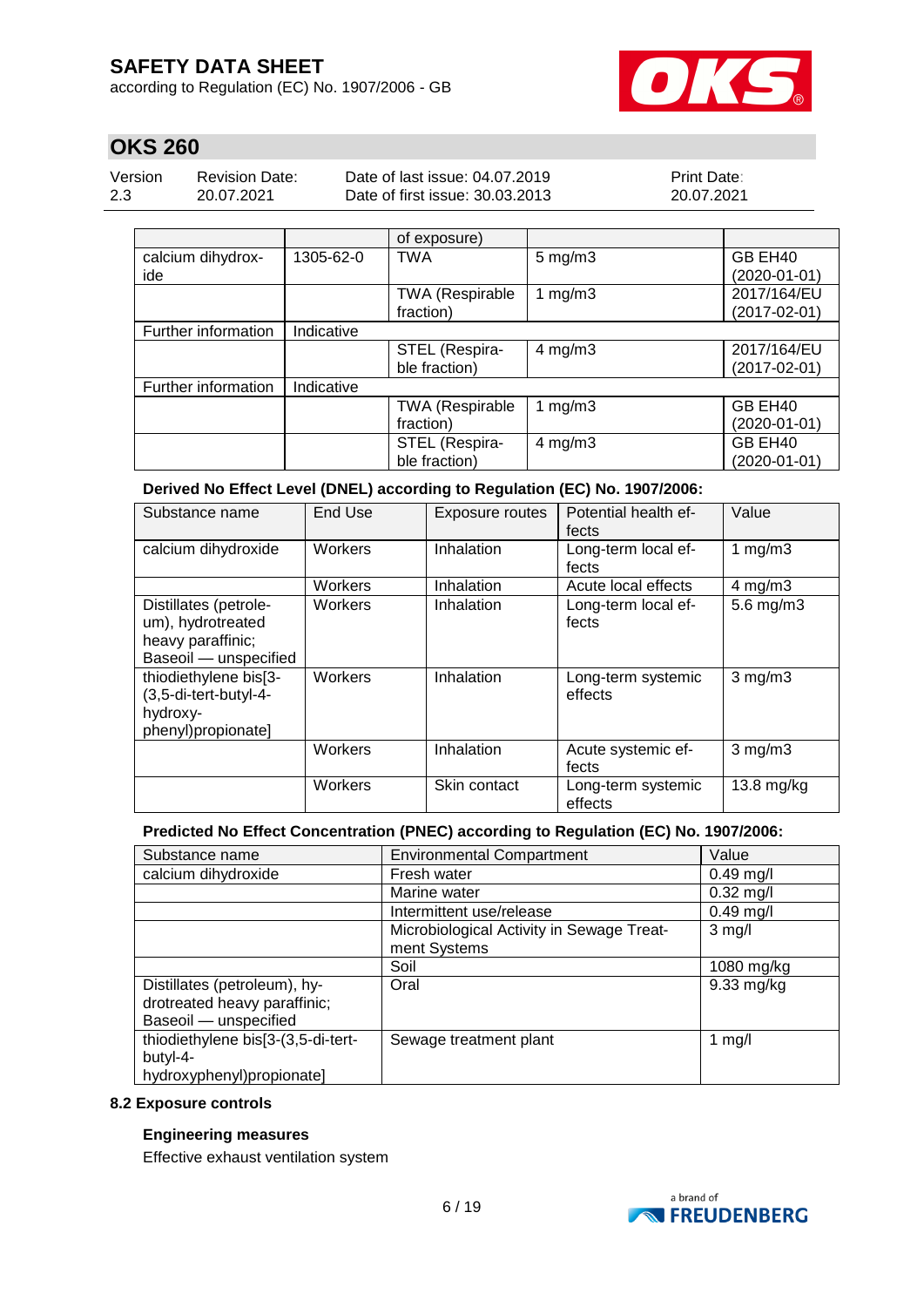| | | | | |
|---|---|---|---|---|
| | | of exposure) | | |
| calcium dihydroxide | 1305-62-0 | TWA | 5 mg/m3 | GB EH40 (2020-01-01) |
| | | TWA (Respirable fraction) | 1 mg/m3 | 2017/164/EU (2017-02-01) |
| Further information | Indicative | | | |
| | | STEL (Respirable fraction) | 4 mg/m3 | 2017/164/EU (2017-02-01) |
| Further information | Indicative | | | |
| | | TWA (Respirable fraction) | 1 mg/m3 | GB EH40 (2020-01-01) |
| | | STEL (Respirable fraction) | 4 mg/m3 | GB EH40 (2020-01-01) |

**Derived No Effect Level (DNEL) according to Regulation (EC) No. 1907/2006:**

| Substance name | End Use | Exposure routes | Potential health effects | Value |
|---|---|---|---|---|
| calcium dihydroxide | Workers | Inhalation | Long-term local effects | 1 mg/m3 |
| | Workers | Inhalation | Acute local effects | 4 mg/m3 |
| Distillates (petroleum), hydrotreated heavy paraffinic; Baseoil — unspecified | Workers | Inhalation | Long-term local effects | 5.6 mg/m3 |
| thiodiethylene bis[3-(3,5-di-tert-butyl-4-hydroxy-phenyl)propionate] | Workers | Inhalation | Long-term systemic effects | 3 mg/m3 |
| | Workers | Inhalation | Acute systemic effects | 3 mg/m3 |
| | Workers | Skin contact | Long-term systemic effects | 13.8 mg/kg |

**Predicted No Effect Concentration (PNEC) according to Regulation (EC) No. 1907/2006:**

| Substance name | Environmental Compartment | Value |
|---|---|---|
| calcium dihydroxide | Fresh water | 0.49 mg/l |
| | Marine water | 0.32 mg/l |
| | Intermittent use/release | 0.49 mg/l |
| | Microbiological Activity in Sewage Treatment Systems | 3 mg/l |
| | Soil | 1080 mg/kg |
| Distillates (petroleum), hydrotreated heavy paraffinic; Baseoil — unspecified | Oral | 9.33 mg/kg |
| thiodiethylene bis[3-(3,5-di-tert-butyl-4-hydroxyphenyl)propionate] | Sewage treatment plant | 1 mg/l |

### 8.2 Exposure controls

**Engineering measures**

Effective exhaust ventilation system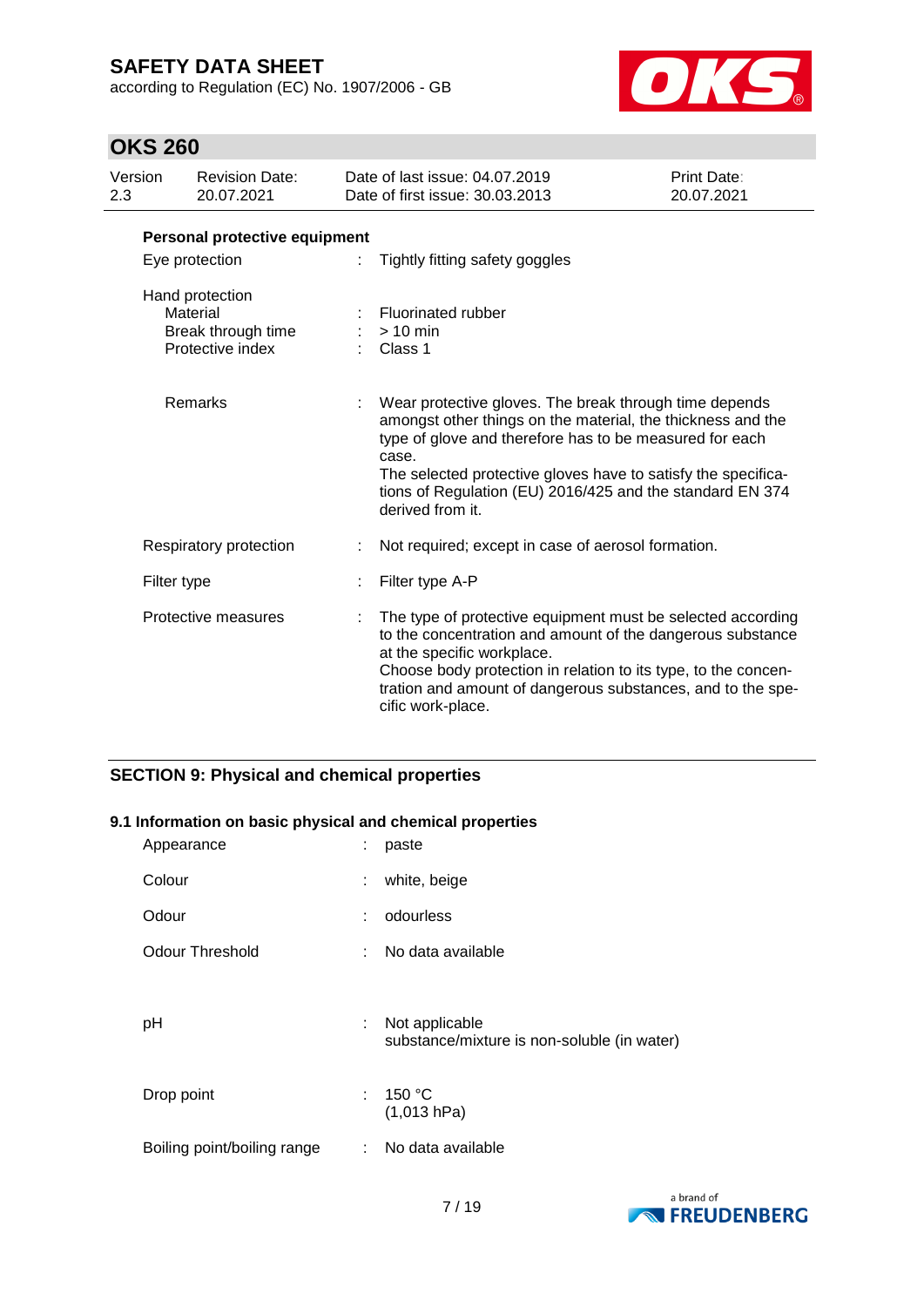**Personal protective equipment**

| | | |
|---|---|---|
| Eye protection | : | Tightly fitting safety goggles |
| Hand protection | | |
| Material | : | Fluorinated rubber |
| Break through time | : | > 10 min |
| Protective index | : | Class 1 |
| Remarks | : | Wear protective gloves. The break through time depends amongst other things on the material, the thickness and the type of glove and therefore has to be measured for each case. The selected protective gloves have to satisfy the specifications of Regulation (EU) 2016/425 and the standard EN 374 derived from it. |
| Respiratory protection | : | Not required; except in case of aerosol formation. |
| Filter type | : | Filter type A-P |
| Protective measures | : | The type of protective equipment must be selected according to the concentration and amount of the dangerous substance at the specific workplace. Choose body protection in relation to its type, to the concentration and amount of dangerous substances, and to the specific work-place. |

## SECTION 9: Physical and chemical properties

### 9.1 Information on basic physical and chemical properties

| | | |
|---|---|---|
| Appearance | : | paste |
| Colour | : | white, beige |
| Odour | : | odourless |
| Odour Threshold | : | No data available |
| pH | : | Not applicable substance/mixture is non-soluble (in water) |
| Drop point | : | 150 °C (1,013 hPa) |
| Boiling point/boiling range | : | No data available |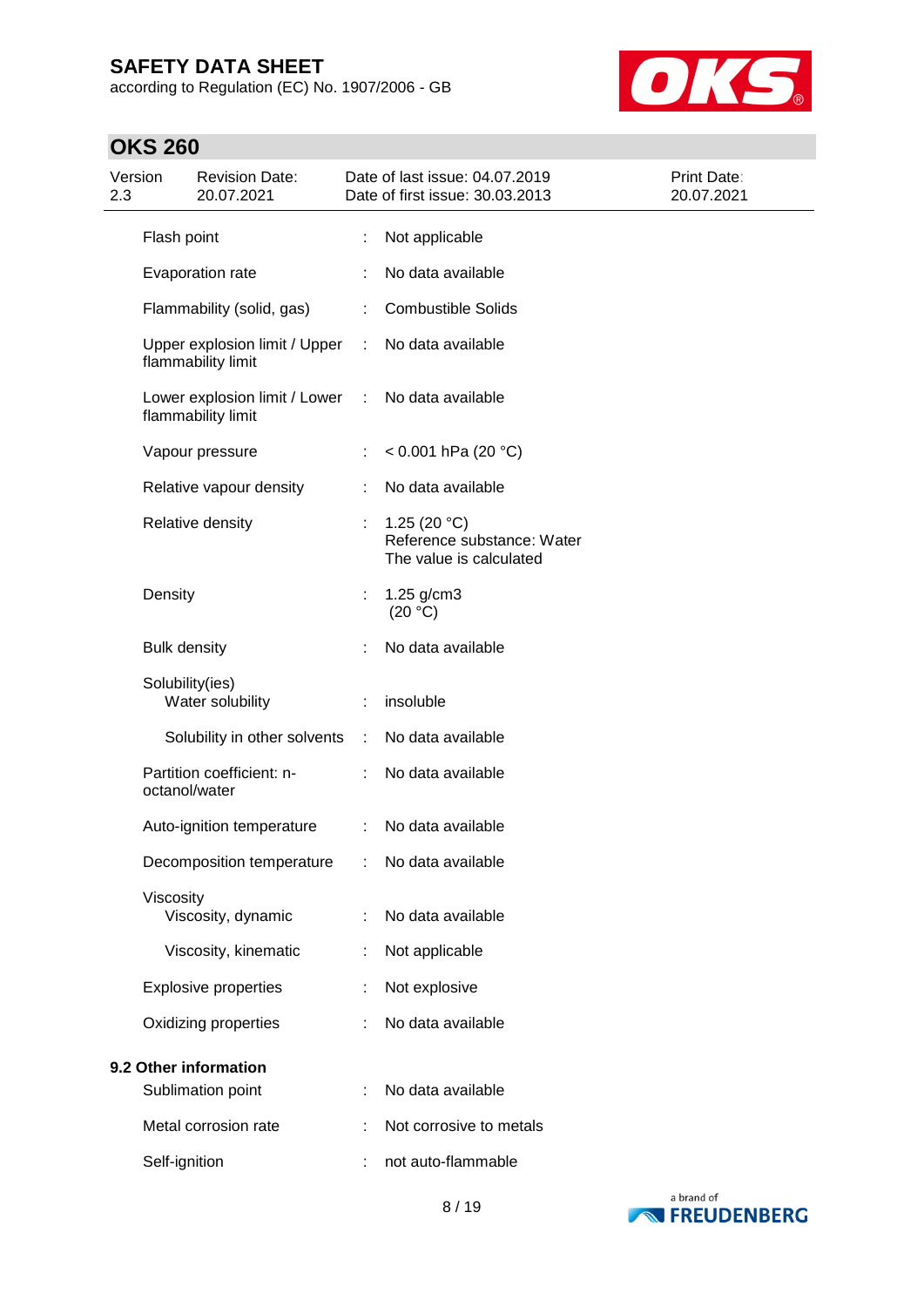| | | |
|---|---|---|
| Flash point | : | Not applicable |
| Evaporation rate | : | No data available |
| Flammability (solid, gas) | : | Combustible Solids |
| Upper explosion limit / Upper flammability limit | : | No data available |
| Lower explosion limit / Lower flammability limit | : | No data available |
| Vapour pressure | : | < 0.001 hPa (20 °C) |
| Relative vapour density | : | No data available |
| Relative density | : | 1.25 (20 °C)<br>Reference substance: Water<br>The value is calculated |
| Density | : | 1.25 g/cm3<br>(20 °C) |
| Bulk density | : | No data available |
| Solubility(ies)<br>Water solubility | : | insoluble |
| Solubility in other solvents | : | No data available |
| Partition coefficient: n-octanol/water | : | No data available |
| Auto-ignition temperature | : | No data available |
| Decomposition temperature | : | No data available |
| Viscosity<br>Viscosity, dynamic | : | No data available |
| Viscosity, kinematic | : | Not applicable |
| Explosive properties | : | Not explosive |
| Oxidizing properties | : | No data available |

**9.2 Other information**

| | | |
|---|---|---|
| Sublimation point | : | No data available |
| Metal corrosion rate | : | Not corrosive to metals |
| Self-ignition | : | not auto-flammable |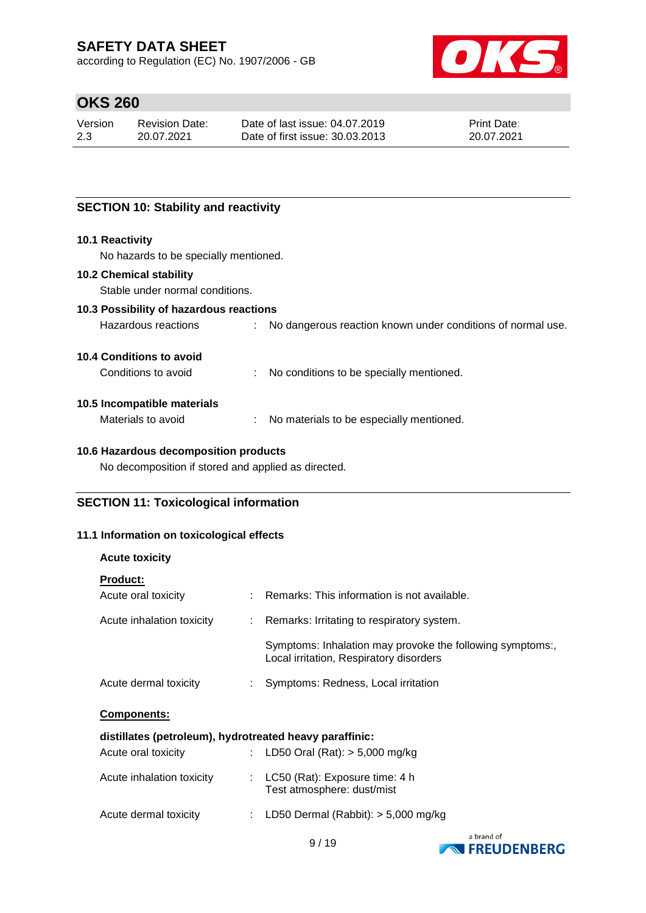## SECTION 10: Stability and reactivity

### 10.1 Reactivity

No hazards to be specially mentioned.

### 10.2 Chemical stability

Stable under normal conditions.

### 10.3 Possibility of hazardous reactions

Hazardous reactions : No dangerous reaction known under conditions of normal use.

### 10.4 Conditions to avoid

Conditions to avoid : No conditions to be specially mentioned.

### 10.5 Incompatible materials

Materials to avoid : No materials to be especially mentioned.

### 10.6 Hazardous decomposition products

No decomposition if stored and applied as directed.

## SECTION 11: Toxicological information

### 11.1 Information on toxicological effects

**Acute toxicity**

**Product:**

Acute oral toxicity : Remarks: This information is not available.

Acute inhalation toxicity : Remarks: Irritating to respiratory system.

Symptoms: Inhalation may provoke the following symptoms:, Local irritation, Respiratory disorders

Acute dermal toxicity : Symptoms: Redness, Local irritation

**Components:**

**distillates (petroleum), hydrotreated heavy paraffinic:**

Acute oral toxicity : LD50 Oral (Rat): > 5,000 mg/kg

Acute inhalation toxicity : LC50 (Rat): Exposure time: 4 h
Test atmosphere: dust/mist

Acute dermal toxicity : LD50 Dermal (Rabbit): > 5,000 mg/kg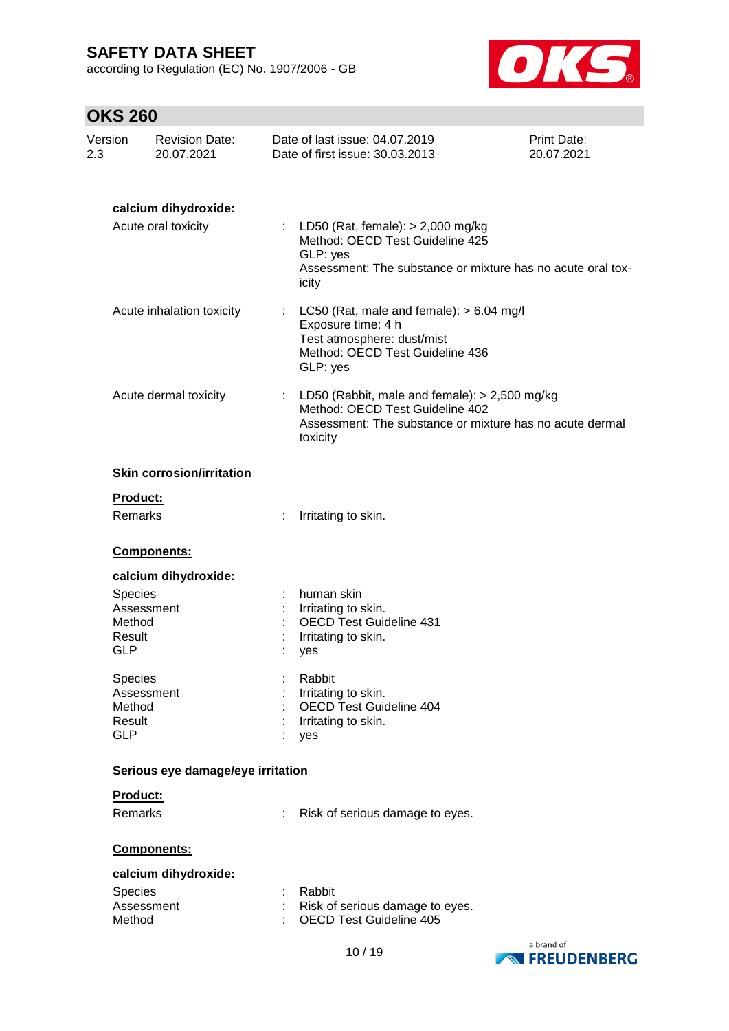**calcium dihydroxide:**

| | | |
|---|---|---|
| Acute oral toxicity | : | LD50 (Rat, female): > 2,000 mg/kg<br>Method: OECD Test Guideline 425<br>GLP: yes<br>Assessment: The substance or mixture has no acute oral toxicity |
| Acute inhalation toxicity | : | LC50 (Rat, male and female): > 6.04 mg/l<br>Exposure time: 4 h<br>Test atmosphere: dust/mist<br>Method: OECD Test Guideline 436<br>GLP: yes |
| Acute dermal toxicity | : | LD50 (Rabbit, male and female): > 2,500 mg/kg<br>Method: OECD Test Guideline 402<br>Assessment: The substance or mixture has no acute dermal toxicity |

**Skin corrosion/irritation**

**Product:**

| | | |
|---|---|---|
| Remarks | : | Irritating to skin. |

**Components:**

**calcium dihydroxide:**

| | | |
|---|---|---|
| Species | : | human skin |
| Assessment | : | Irritating to skin. |
| Method | : | OECD Test Guideline 431 |
| Result | : | Irritating to skin. |
| GLP | : | yes |

| | | |
|---|---|---|
| Species | : | Rabbit |
| Assessment | : | Irritating to skin. |
| Method | : | OECD Test Guideline 404 |
| Result | : | Irritating to skin. |
| GLP | : | yes |

**Serious eye damage/eye irritation**

**Product:**

| | | |
|---|---|---|
| Remarks | : | Risk of serious damage to eyes. |

**Components:**

**calcium dihydroxide:**

| | | |
|---|---|---|
| Species | : | Rabbit |
| Assessment | : | Risk of serious damage to eyes. |
| Method | : | OECD Test Guideline 405 |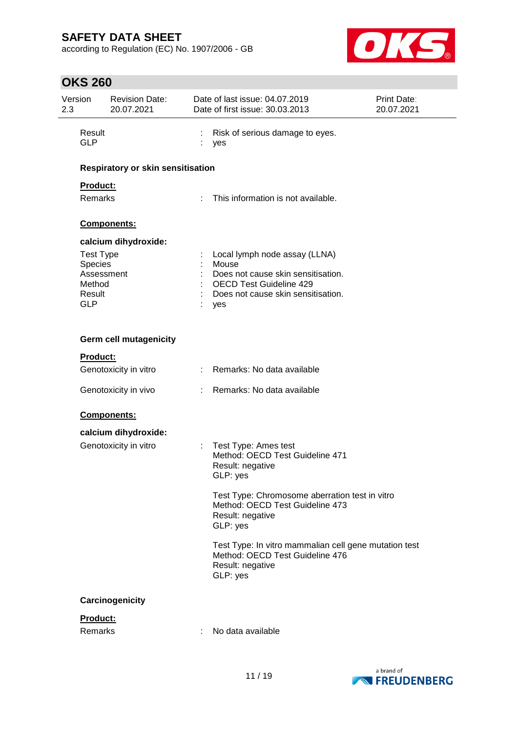| | | |
|---|---|---|
| Result | : | Risk of serious damage to eyes. |
| GLP | : | yes |

### Respiratory or skin sensitisation

**Product:**

| | | |
|---|---|---|
| Remarks | : | This information is not available. |

**Components:**

**calcium dihydroxide:**

| | | |
|---|---|---|
| Test Type | : | Local lymph node assay (LLNA) |
| Species | : | Mouse |
| Assessment | : | Does not cause skin sensitisation. |
| Method | : | OECD Test Guideline 429 |
| Result | : | Does not cause skin sensitisation. |
| GLP | : | yes |

### Germ cell mutagenicity

**Product:**

| | | |
|---|---|---|
| Genotoxicity in vitro | : | Remarks: No data available |
| Genotoxicity in vivo | : | Remarks: No data available |

**Components:**

**calcium dihydroxide:**

Genotoxicity in vitro :

Test Type: Ames test
Method: OECD Test Guideline 471
Result: negative
GLP: yes

Test Type: Chromosome aberration test in vitro
Method: OECD Test Guideline 473
Result: negative
GLP: yes

Test Type: In vitro mammalian cell gene mutation test
Method: OECD Test Guideline 476
Result: negative
GLP: yes

### Carcinogenicity

**Product:**

| | | |
|---|---|---|
| Remarks | : | No data available |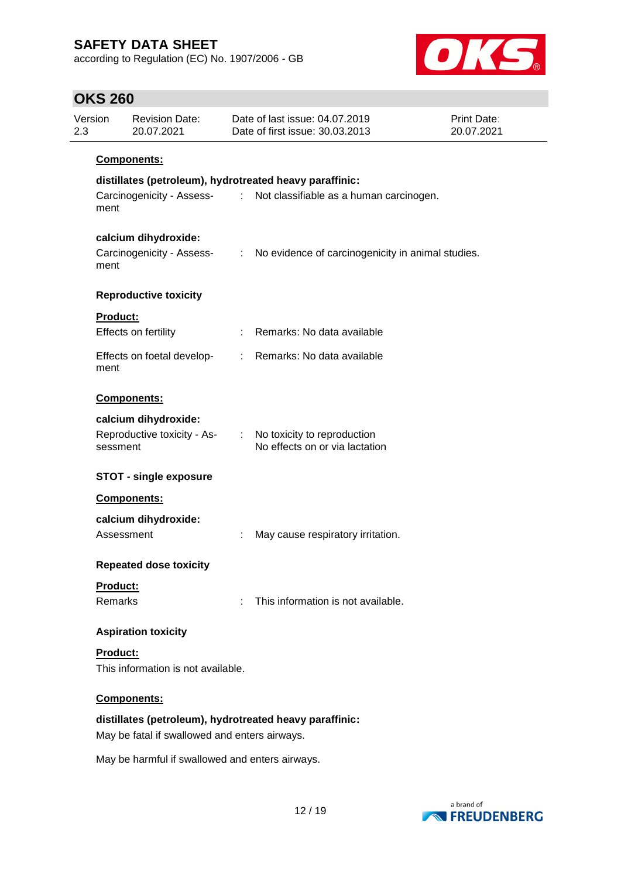**Components:**

**distillates (petroleum), hydrotreated heavy paraffinic:**

| | | |
|---|---|---|
| Carcinogenicity - Assessment | : | Not classifiable as a human carcinogen. |

**calcium dihydroxide:**

| | | |
|---|---|---|
| Carcinogenicity - Assessment | : | No evidence of carcinogenicity in animal studies. |

**Reproductive toxicity**

**Product:**

| | | |
|---|---|---|
| Effects on fertility | : | Remarks: No data available |
| Effects on foetal development | : | Remarks: No data available |

**Components:**

**calcium dihydroxide:**

| | | |
|---|---|---|
| Reproductive toxicity - Assessment | : | No toxicity to reproduction<br>No effects on or via lactation |

**STOT - single exposure**

**Components:**

**calcium dihydroxide:**

| | | |
|---|---|---|
| Assessment | : | May cause respiratory irritation. |

**Repeated dose toxicity**

**Product:**

| | | |
|---|---|---|
| Remarks | : | This information is not available. |

**Aspiration toxicity**

**Product:**

This information is not available.

**Components:**

**distillates (petroleum), hydrotreated heavy paraffinic:**

May be fatal if swallowed and enters airways.

May be harmful if swallowed and enters airways.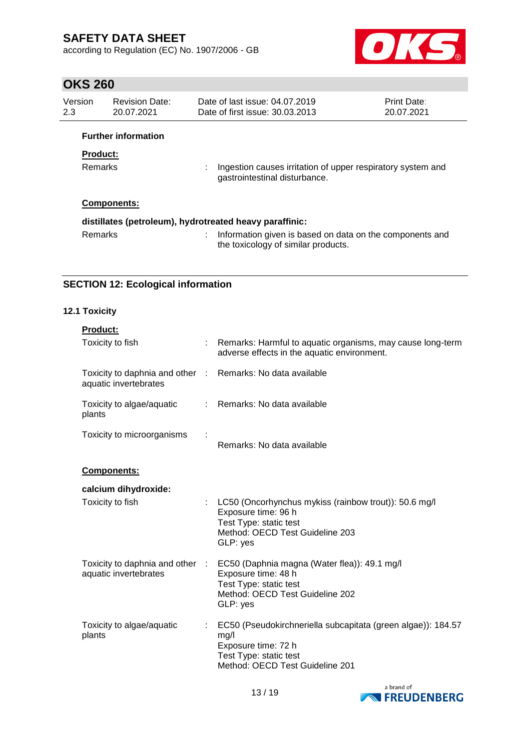**Further information**

**Product:**

Remarks : Ingestion causes irritation of upper respiratory system and gastrointestinal disturbance.

**Components:**

**distillates (petroleum), hydrotreated heavy paraffinic:**

Remarks : Information given is based on data on the components and the toxicology of similar products.

## SECTION 12: Ecological information

### 12.1 Toxicity

**Product:**

Toxicity to fish : Remarks: Harmful to aquatic organisms, may cause long-term adverse effects in the aquatic environment.

Toxicity to daphnia and other aquatic invertebrates : Remarks: No data available

Toxicity to algae/aquatic plants : Remarks: No data available

Toxicity to microorganisms : Remarks: No data available

**Components:**

**calcium dihydroxide:**

Toxicity to fish : LC50 (Oncorhynchus mykiss (rainbow trout)): 50.6 mg/l
Exposure time: 96 h
Test Type: static test
Method: OECD Test Guideline 203
GLP: yes

Toxicity to daphnia and other aquatic invertebrates : EC50 (Daphnia magna (Water flea)): 49.1 mg/l
Exposure time: 48 h
Test Type: static test
Method: OECD Test Guideline 202
GLP: yes

Toxicity to algae/aquatic plants : EC50 (Pseudokirchneriella subcapitata (green algae)): 184.57 mg/l
Exposure time: 72 h
Test Type: static test
Method: OECD Test Guideline 201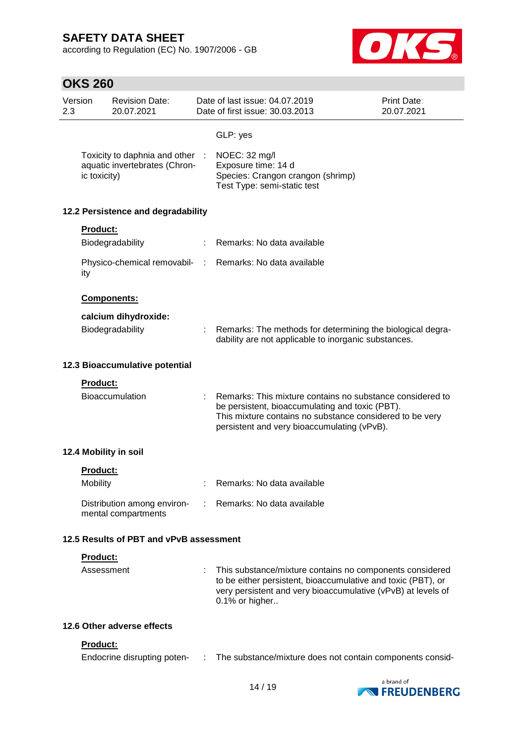GLP: yes

| | | |
|---|---|---|
| Toxicity to daphnia and other aquatic invertebrates (Chronic toxicity) | : | NOEC: 32 mg/l<br>Exposure time: 14 d<br>Species: Crangon crangon (shrimp)<br>Test Type: semi-static test |

### 12.2 Persistence and degradability

**Product:**

| | | |
|---|---|---|
| Biodegradability | : | Remarks: No data available |
| Physico-chemical removability | : | Remarks: No data available |

**Components:**

**calcium dihydroxide:**

| | | |
|---|---|---|
| Biodegradability | : | Remarks: The methods for determining the biological degradability are not applicable to inorganic substances. |

### 12.3 Bioaccumulative potential

**Product:**

| | | |
|---|---|---|
| Bioaccumulation | : | Remarks: This mixture contains no substance considered to be persistent, bioaccumulating and toxic (PBT).<br>This mixture contains no substance considered to be very persistent and very bioaccumulating (vPvB). |

### 12.4 Mobility in soil

**Product:**

| | | |
|---|---|---|
| Mobility | : | Remarks: No data available |
| Distribution among environmental compartments | : | Remarks: No data available |

### 12.5 Results of PBT and vPvB assessment

**Product:**

| | | |
|---|---|---|
| Assessment | : | This substance/mixture contains no components considered to be either persistent, bioaccumulative and toxic (PBT), or very persistent and very bioaccumulative (vPvB) at levels of 0.1% or higher.. |

### 12.6 Other adverse effects

**Product:**

| | | |
|---|---|---|
| Endocrine disrupting poten- | : | The substance/mixture does not contain components consid- |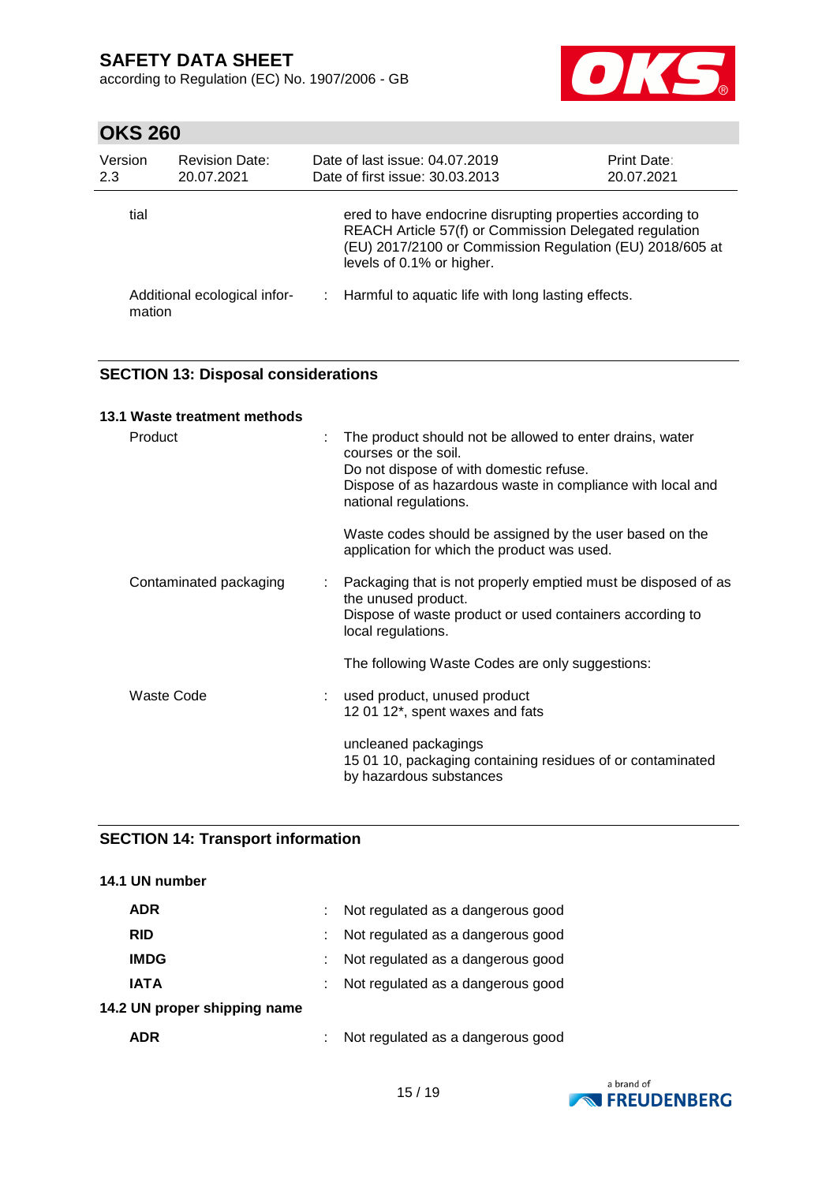| | | |
|---|---|---|
| tial | | ered to have endocrine disrupting properties according to REACH Article 57(f) or Commission Delegated regulation (EU) 2017/2100 or Commission Regulation (EU) 2018/605 at levels of 0.1% or higher. |
| Additional ecological information | : | Harmful to aquatic life with long lasting effects. |

## SECTION 13: Disposal considerations

### 13.1 Waste treatment methods

| | | |
|---|---|---|
| Product | : | The product should not be allowed to enter drains, water courses or the soil.<br>Do not dispose of with domestic refuse.<br>Dispose of as hazardous waste in compliance with local and national regulations.<br><br>Waste codes should be assigned by the user based on the application for which the product was used. |
| Contaminated packaging | : | Packaging that is not properly emptied must be disposed of as the unused product.<br>Dispose of waste product or used containers according to local regulations.<br><br>The following Waste Codes are only suggestions: |
| Waste Code | : | used product, unused product<br>12 01 12*, spent waxes and fats<br><br>uncleaned packagings<br>15 01 10, packaging containing residues of or contaminated by hazardous substances |

## SECTION 14: Transport information

### 14.1 UN number

| | | |
|---|---|---|
| **ADR** | : | Not regulated as a dangerous good |
| **RID** | : | Not regulated as a dangerous good |
| **IMDG** | : | Not regulated as a dangerous good |
| **IATA** | : | Not regulated as a dangerous good |

### 14.2 UN proper shipping name

| | | |
|---|---|---|
| **ADR** | : | Not regulated as a dangerous good |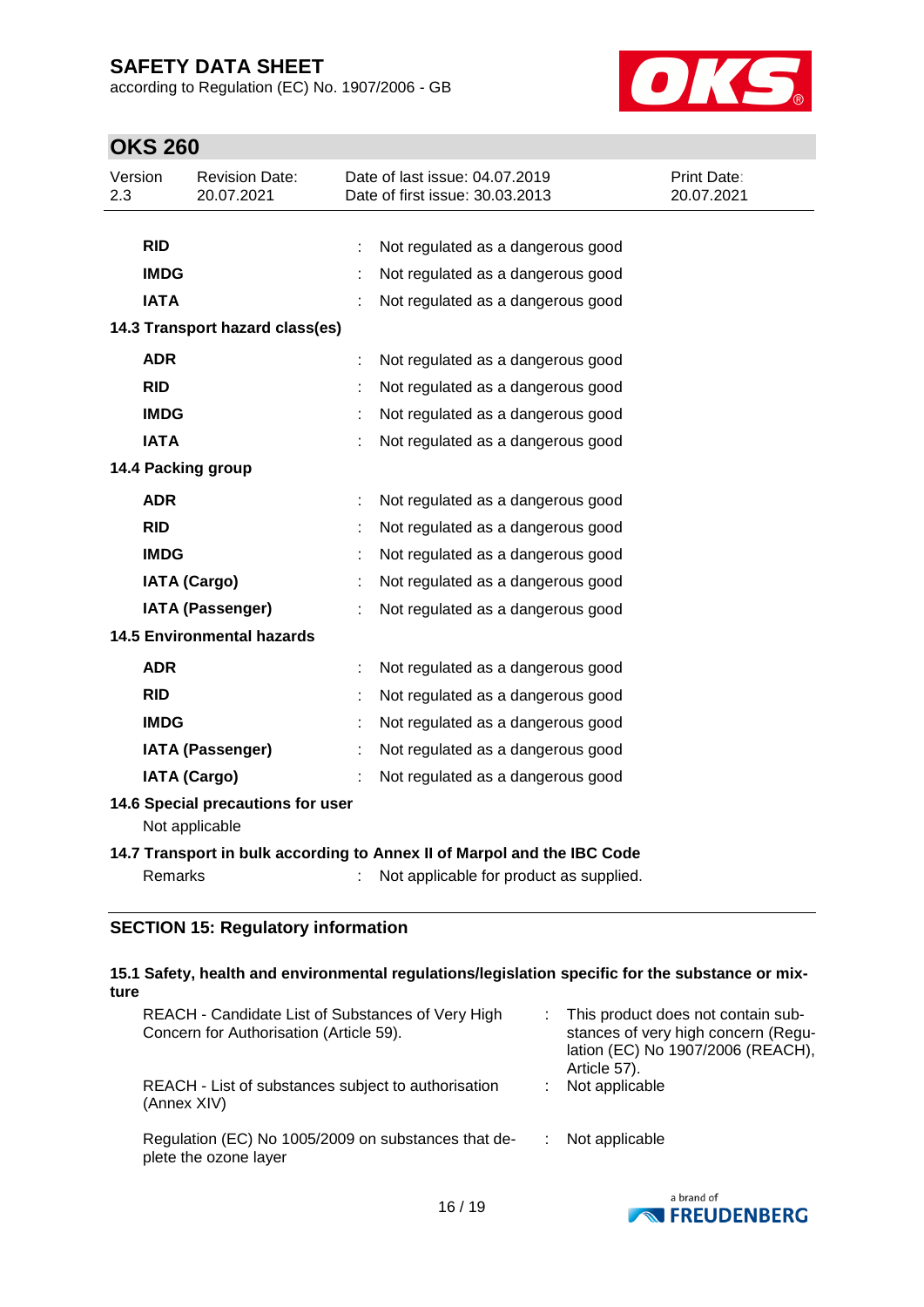| | | |
|---|---|---|
| **RID** | : | Not regulated as a dangerous good |
| **IMDG** | : | Not regulated as a dangerous good |
| **IATA** | : | Not regulated as a dangerous good |

**14.3 Transport hazard class(es)**

| | | |
|---|---|---|
| **ADR** | : | Not regulated as a dangerous good |
| **RID** | : | Not regulated as a dangerous good |
| **IMDG** | : | Not regulated as a dangerous good |
| **IATA** | : | Not regulated as a dangerous good |

**14.4 Packing group**

| | | |
|---|---|---|
| **ADR** | : | Not regulated as a dangerous good |
| **RID** | : | Not regulated as a dangerous good |
| **IMDG** | : | Not regulated as a dangerous good |
| **IATA (Cargo)** | : | Not regulated as a dangerous good |
| **IATA (Passenger)** | : | Not regulated as a dangerous good |

**14.5 Environmental hazards**

| | | |
|---|---|---|
| **ADR** | : | Not regulated as a dangerous good |
| **RID** | : | Not regulated as a dangerous good |
| **IMDG** | : | Not regulated as a dangerous good |
| **IATA (Passenger)** | : | Not regulated as a dangerous good |
| **IATA (Cargo)** | : | Not regulated as a dangerous good |

**14.6 Special precautions for user**

Not applicable

**14.7 Transport in bulk according to Annex II of Marpol and the IBC Code**

| | | |
|---|---|---|
| Remarks | : | Not applicable for product as supplied. |

## SECTION 15: Regulatory information

**15.1 Safety, health and environmental regulations/legislation specific for the substance or mixture**

| | | |
|---|---|---|
| REACH - Candidate List of Substances of Very High Concern for Authorisation (Article 59). | : | This product does not contain substances of very high concern (Regulation (EC) No 1907/2006 (REACH), Article 57). |
| REACH - List of substances subject to authorisation (Annex XIV) | : | Not applicable |
| Regulation (EC) No 1005/2009 on substances that deplete the ozone layer | : | Not applicable |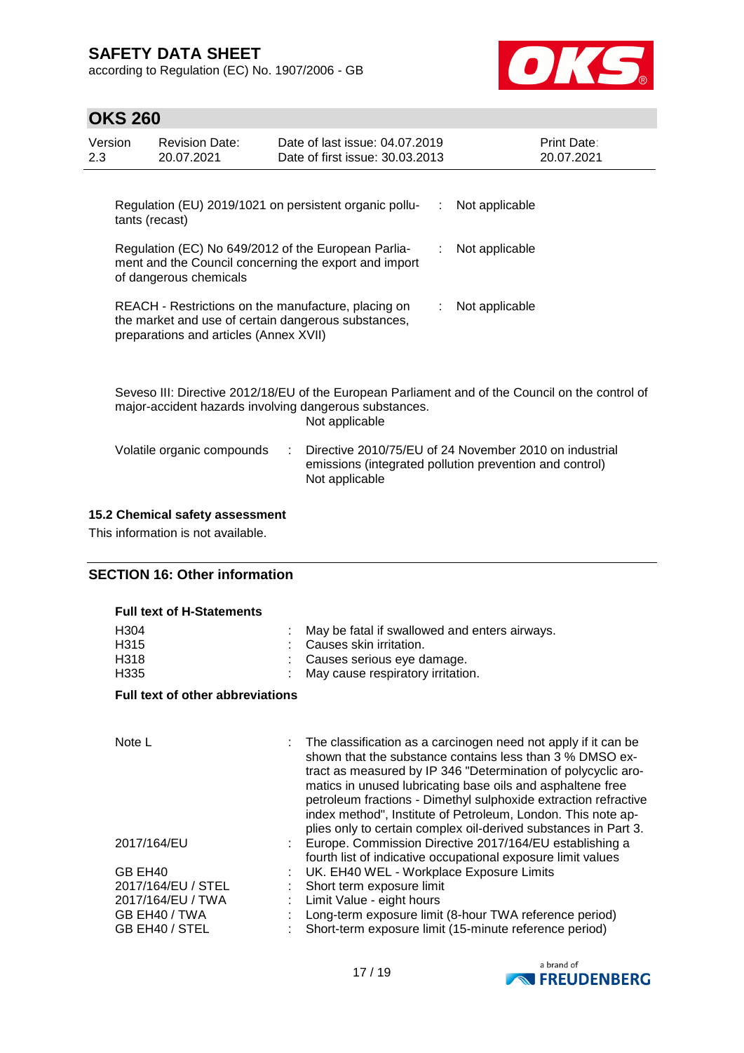| | | |
|---|---|---|
| Regulation (EU) 2019/1021 on persistent organic pollutants (recast) | : | Not applicable |
| Regulation (EC) No 649/2012 of the European Parliament and the Council concerning the export and import of dangerous chemicals | : | Not applicable |
| REACH - Restrictions on the manufacture, placing on the market and use of certain dangerous substances, preparations and articles (Annex XVII) | : | Not applicable |

Seveso III: Directive 2012/18/EU of the European Parliament and of the Council on the control of major-accident hazards involving dangerous substances.
Not applicable

| | | |
|---|---|---|
| Volatile organic compounds | : | Directive 2010/75/EU of 24 November 2010 on industrial emissions (integrated pollution prevention and control)<br>Not applicable |

### 15.2 Chemical safety assessment

This information is not available.

## SECTION 16: Other information

**Full text of H-Statements**

| | | |
|---|---|---|
| H304 | : | May be fatal if swallowed and enters airways. |
| H315 | : | Causes skin irritation. |
| H318 | : | Causes serious eye damage. |
| H335 | : | May cause respiratory irritation. |

**Full text of other abbreviations**

| | | |
|---|---|---|
| Note L | : | The classification as a carcinogen need not apply if it can be shown that the substance contains less than 3 % DMSO extract as measured by IP 346 "Determination of polycyclic aromatics in unused lubricating base oils and asphaltene free petroleum fractions - Dimethyl sulphoxide extraction refractive index method", Institute of Petroleum, London. This note applies only to certain complex oil-derived substances in Part 3. |
| 2017/164/EU | : | Europe. Commission Directive 2017/164/EU establishing a fourth list of indicative occupational exposure limit values |
| GB EH40 | : | UK. EH40 WEL - Workplace Exposure Limits |
| 2017/164/EU / STEL | : | Short term exposure limit |
| 2017/164/EU / TWA | : | Limit Value - eight hours |
| GB EH40 / TWA | : | Long-term exposure limit (8-hour TWA reference period) |
| GB EH40 / STEL | : | Short-term exposure limit (15-minute reference period) |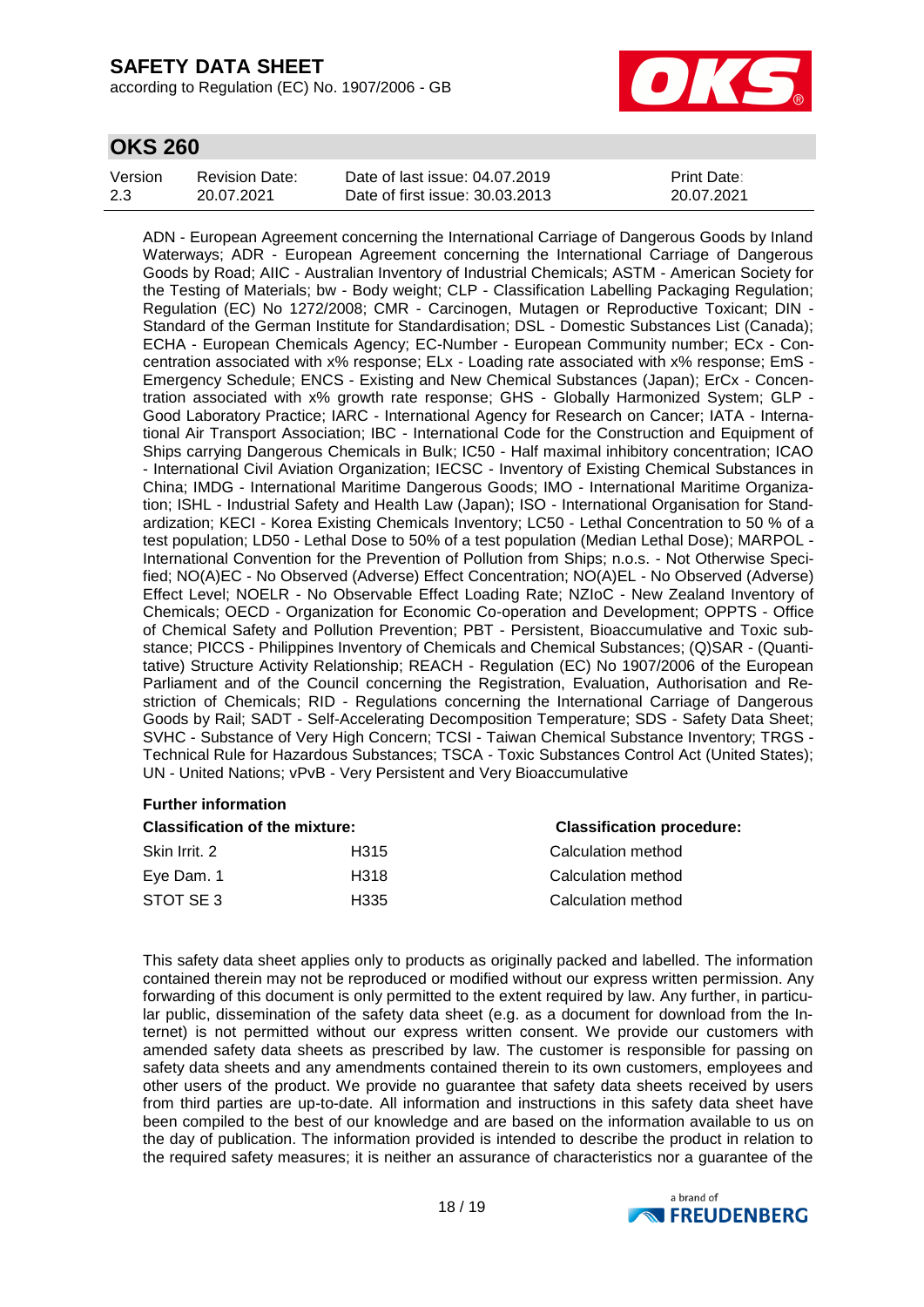ADN - European Agreement concerning the International Carriage of Dangerous Goods by Inland Waterways; ADR - European Agreement concerning the International Carriage of Dangerous Goods by Road; AIIC - Australian Inventory of Industrial Chemicals; ASTM - American Society for the Testing of Materials; bw - Body weight; CLP - Classification Labelling Packaging Regulation; Regulation (EC) No 1272/2008; CMR - Carcinogen, Mutagen or Reproductive Toxicant; DIN - Standard of the German Institute for Standardisation; DSL - Domestic Substances List (Canada); ECHA - European Chemicals Agency; EC-Number - European Community number; ECx - Concentration associated with x% response; ELx - Loading rate associated with x% response; EmS - Emergency Schedule; ENCS - Existing and New Chemical Substances (Japan); ErCx - Concentration associated with x% growth rate response; GHS - Globally Harmonized System; GLP - Good Laboratory Practice; IARC - International Agency for Research on Cancer; IATA - International Air Transport Association; IBC - International Code for the Construction and Equipment of Ships carrying Dangerous Chemicals in Bulk; IC50 - Half maximal inhibitory concentration; ICAO - International Civil Aviation Organization; IECSC - Inventory of Existing Chemical Substances in China; IMDG - International Maritime Dangerous Goods; IMO - International Maritime Organization; ISHL - Industrial Safety and Health Law (Japan); ISO - International Organisation for Standardization; KECI - Korea Existing Chemicals Inventory; LC50 - Lethal Concentration to 50 % of a test population; LD50 - Lethal Dose to 50% of a test population (Median Lethal Dose); MARPOL - International Convention for the Prevention of Pollution from Ships; n.o.s. - Not Otherwise Specified; NO(A)EC - No Observed (Adverse) Effect Concentration; NO(A)EL - No Observed (Adverse) Effect Level; NOELR - No Observable Effect Loading Rate; NZIoC - New Zealand Inventory of Chemicals; OECD - Organization for Economic Co-operation and Development; OPPTS - Office of Chemical Safety and Pollution Prevention; PBT - Persistent, Bioaccumulative and Toxic substance; PICCS - Philippines Inventory of Chemicals and Chemical Substances; (Q)SAR - (Quantitative) Structure Activity Relationship; REACH - Regulation (EC) No 1907/2006 of the European Parliament and of the Council concerning the Registration, Evaluation, Authorisation and Restriction of Chemicals; RID - Regulations concerning the International Carriage of Dangerous Goods by Rail; SADT - Self-Accelerating Decomposition Temperature; SDS - Safety Data Sheet; SVHC - Substance of Very High Concern; TCSI - Taiwan Chemical Substance Inventory; TRGS - Technical Rule for Hazardous Substances; TSCA - Toxic Substances Control Act (United States); UN - United Nations; vPvB - Very Persistent and Very Bioaccumulative

**Further information**

| Classification of the mixture: | | Classification procedure: |
|---|---|---|
| Skin Irrit. 2 | H315 | Calculation method |
| Eye Dam. 1 | H318 | Calculation method |
| STOT SE 3 | H335 | Calculation method |

This safety data sheet applies only to products as originally packed and labelled. The information contained therein may not be reproduced or modified without our express written permission. Any forwarding of this document is only permitted to the extent required by law. Any further, in particular public, dissemination of the safety data sheet (e.g. as a document for download from the Internet) is not permitted without our express written consent. We provide our customers with amended safety data sheets as prescribed by law. The customer is responsible for passing on safety data sheets and any amendments contained therein to its own customers, employees and other users of the product. We provide no guarantee that safety data sheets received by users from third parties are up-to-date. All information and instructions in this safety data sheet have been compiled to the best of our knowledge and are based on the information available to us on the day of publication. The information provided is intended to describe the product in relation to the required safety measures; it is neither an assurance of characteristics nor a guarantee of the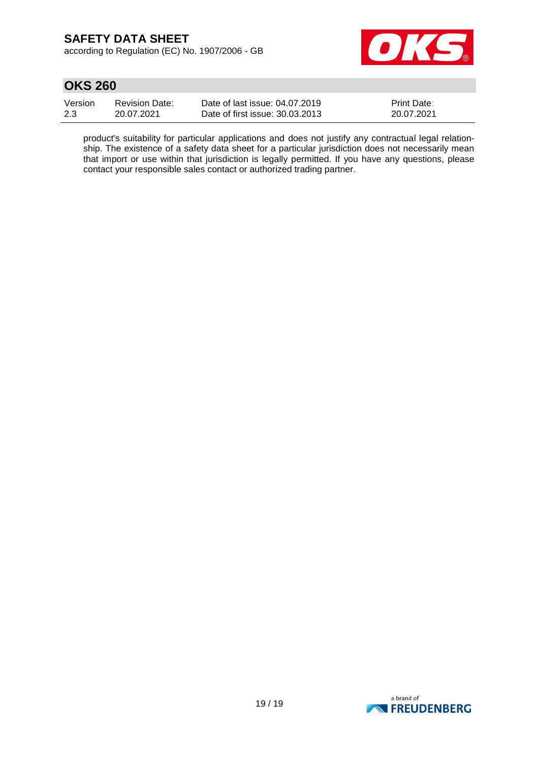product's suitability for particular applications and does not justify any contractual legal relationship. The existence of a safety data sheet for a particular jurisdiction does not necessarily mean that import or use within that jurisdiction is legally permitted. If you have any questions, please contact your responsible sales contact or authorized trading partner.